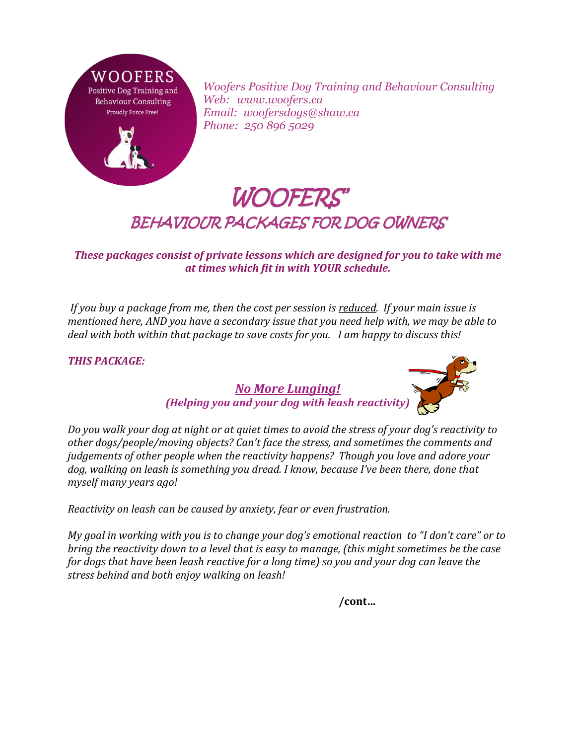WOOFERS
Positive Dog Training and Behaviour Consulting
Proudly Force Free!

*Woofers Positive Dog Training and Behaviour Consulting*
*Web: [www.woofers.ca](http://www.woofers.ca)*
*Email: [woofersdogs@shaw.ca](mailto:woofersdogs@shaw.ca)*
*Phone: 250 896 5029*

# *WOOFERS'*
## *BEHAVIOUR PACKAGES FOR DOG OWNERS'*

***These packages consist of private lessons which are designed for you to take with me at times which fit in with YOUR schedule.***

*If you buy a package from me, then the cost per session is reduced. If your main issue is mentioned here, AND you have a secondary issue that you need help with, we may be able to deal with both within that package to save costs for you. I am happy to discuss this!*

***THIS PACKAGE:***

### ***No More Lunging!***
***(Helping you and your dog with leash reactivity)***

*Do you walk your dog at night or at quiet times to avoid the stress of your dog's reactivity to other dogs/people/moving objects? Can't face the stress, and sometimes the comments and judgements of other people when the reactivity happens? Though you love and adore your dog, walking on leash is something you dread. I know, because I've been there, done that myself many years ago!*

*Reactivity on leash can be caused by anxiety, fear or even frustration.*

*My goal in working with you is to change your dog's emotional reaction to "I don't care" or to bring the reactivity down to a level that is easy to manage, (this might sometimes be the case for dogs that have been leash reactive for a long time) so you and your dog can leave the stress behind and both enjoy walking on leash!*

**/cont…**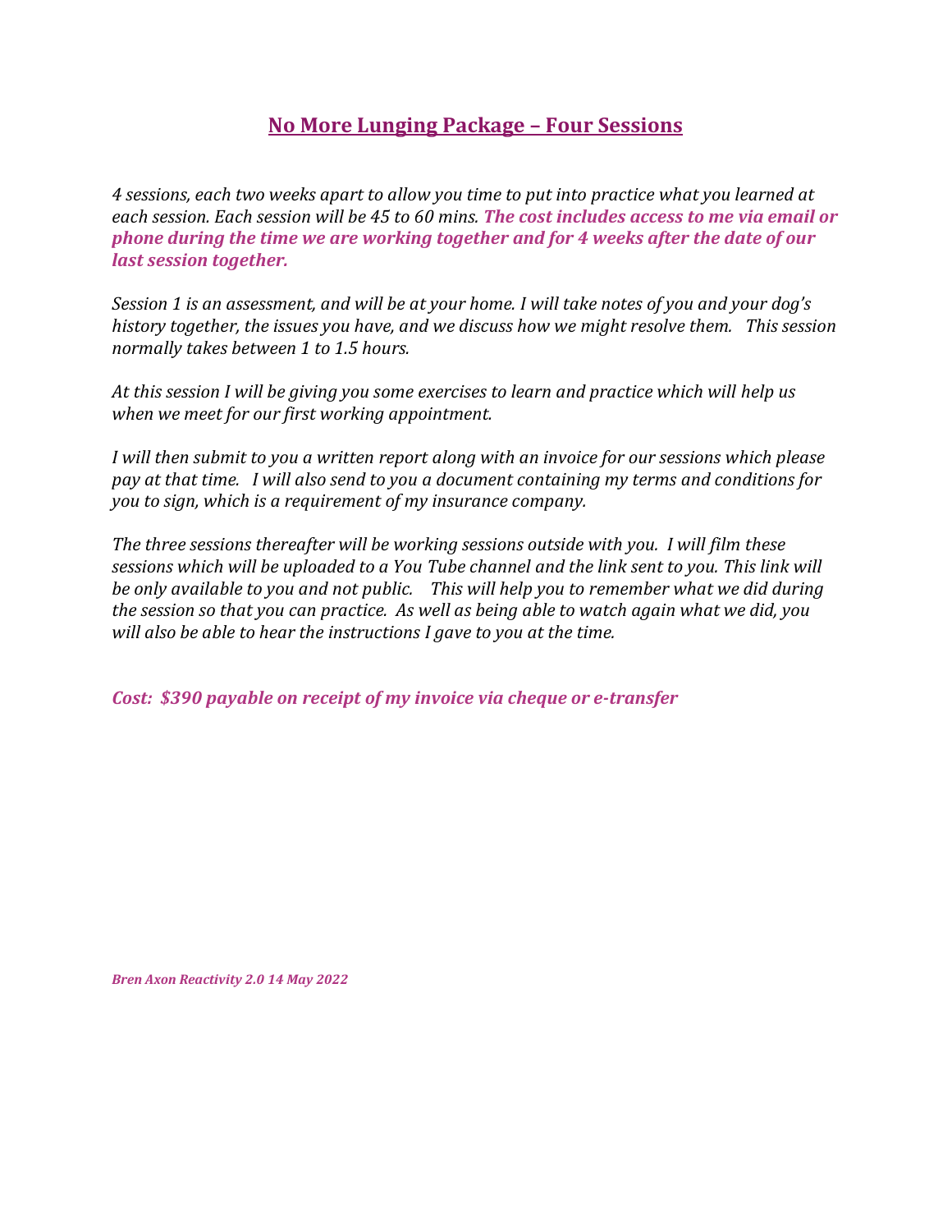## No More Lunging Package – Four Sessions

*4 sessions, each two weeks apart to allow you time to put into practice what you learned at each session. Each session will be 45 to 60 mins.* ***The cost includes access to me via email or phone during the time we are working together and for 4 weeks after the date of our last session together.***

*Session 1 is an assessment, and will be at your home. I will take notes of you and your dog's history together, the issues you have, and we discuss how we might resolve them. This session normally takes between 1 to 1.5 hours.*

*At this session I will be giving you some exercises to learn and practice which will help us when we meet for our first working appointment.*

*I will then submit to you a written report along with an invoice for our sessions which please pay at that time. I will also send to you a document containing my terms and conditions for you to sign, which is a requirement of my insurance company.*

*The three sessions thereafter will be working sessions outside with you. I will film these sessions which will be uploaded to a You Tube channel and the link sent to you. This link will be only available to you and not public. This will help you to remember what we did during the session so that you can practice. As well as being able to watch again what we did, you will also be able to hear the instructions I gave to you at the time.*

***Cost: $390 payable on receipt of my invoice via cheque or e-transfer***

***Bren Axon Reactivity 2.0 14 May 2022***